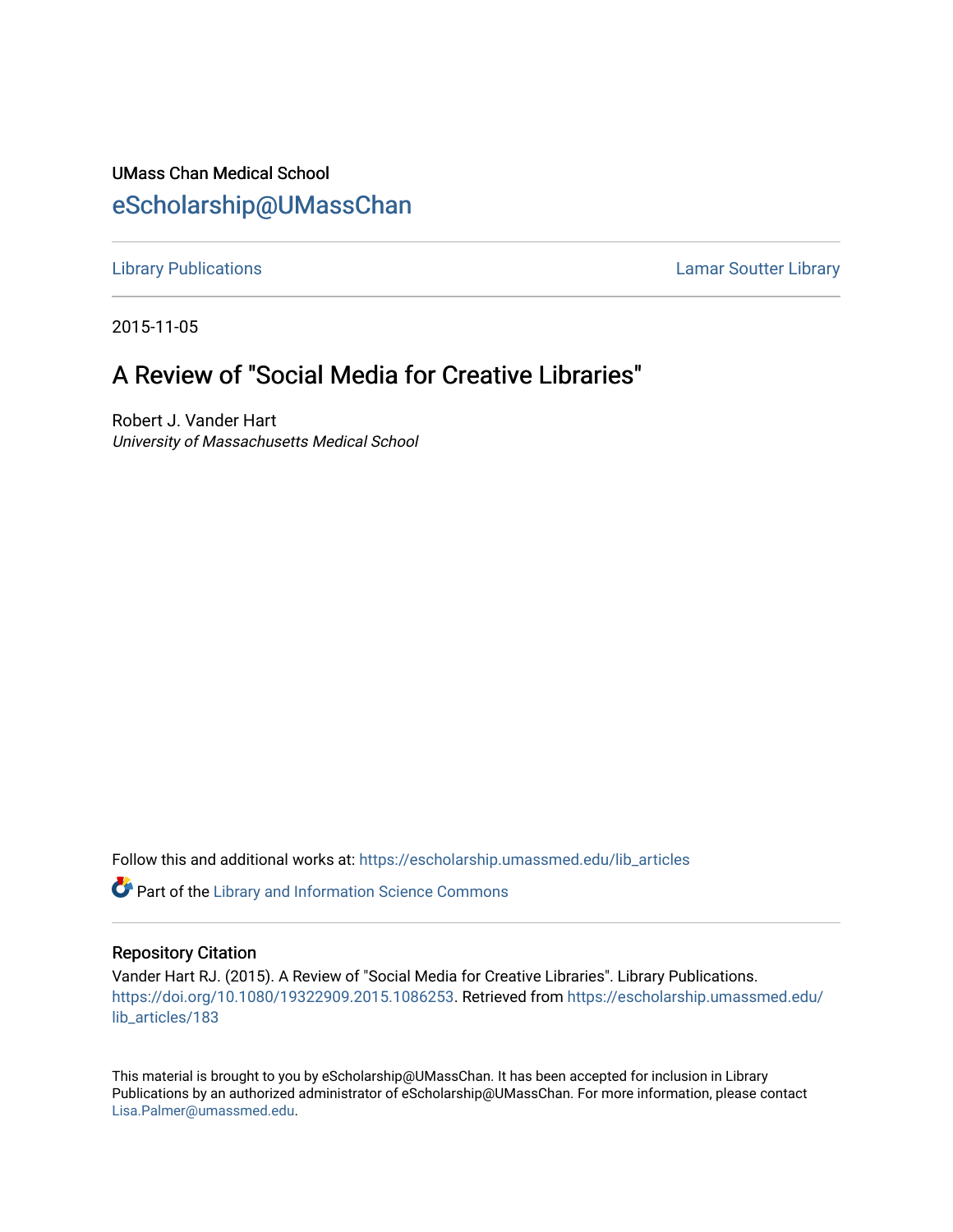UMass Chan Medical School

eScholarship@UMassChan

Library Publications | Lamar Soutter Library

2015-11-05

# A Review of "Social Media for Creative Libraries"

Robert J. Vander Hart
*University of Massachusetts Medical School*

Follow this and additional works at: https://escholarship.umassmed.edu/lib_articles

Part of the Library and Information Science Commons

## Repository Citation

Vander Hart RJ. (2015). A Review of "Social Media for Creative Libraries". Library Publications. https://doi.org/10.1080/19322909.2015.1086253. Retrieved from https://escholarship.umassmed.edu/lib_articles/183

This material is brought to you by eScholarship@UMassChan. It has been accepted for inclusion in Library Publications by an authorized administrator of eScholarship@UMassChan. For more information, please contact Lisa.Palmer@umassmed.edu.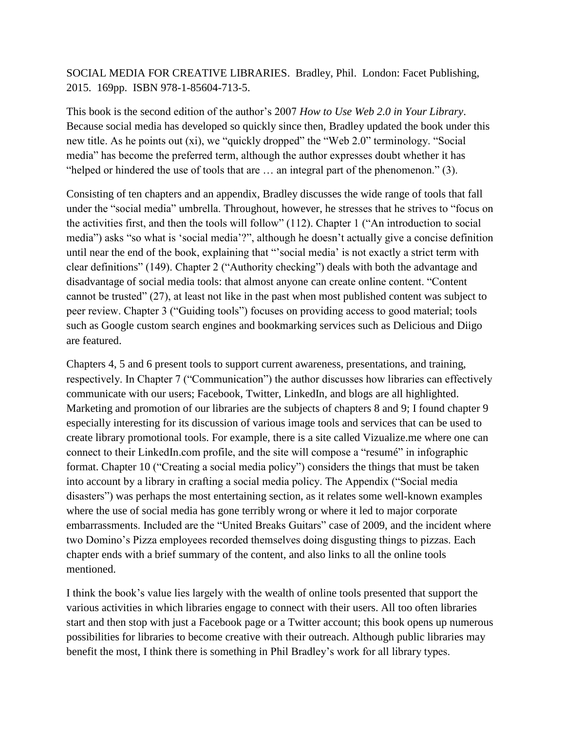SOCIAL MEDIA FOR CREATIVE LIBRARIES. Bradley, Phil. London: Facet Publishing, 2015. 169pp. ISBN 978-1-85604-713-5.

This book is the second edition of the author's 2007 *How to Use Web 2.0 in Your Library*. Because social media has developed so quickly since then, Bradley updated the book under this new title. As he points out (xi), we "quickly dropped" the "Web 2.0" terminology. "Social media" has become the preferred term, although the author expresses doubt whether it has "helped or hindered the use of tools that are … an integral part of the phenomenon." (3).

Consisting of ten chapters and an appendix, Bradley discusses the wide range of tools that fall under the "social media" umbrella. Throughout, however, he stresses that he strives to "focus on the activities first, and then the tools will follow" (112). Chapter 1 ("An introduction to social media") asks "so what is 'social media'?", although he doesn't actually give a concise definition until near the end of the book, explaining that "'social media' is not exactly a strict term with clear definitions" (149). Chapter 2 ("Authority checking") deals with both the advantage and disadvantage of social media tools: that almost anyone can create online content. "Content cannot be trusted" (27), at least not like in the past when most published content was subject to peer review. Chapter 3 ("Guiding tools") focuses on providing access to good material; tools such as Google custom search engines and bookmarking services such as Delicious and Diigo are featured.

Chapters 4, 5 and 6 present tools to support current awareness, presentations, and training, respectively. In Chapter 7 ("Communication") the author discusses how libraries can effectively communicate with our users; Facebook, Twitter, LinkedIn, and blogs are all highlighted. Marketing and promotion of our libraries are the subjects of chapters 8 and 9; I found chapter 9 especially interesting for its discussion of various image tools and services that can be used to create library promotional tools. For example, there is a site called Vizualize.me where one can connect to their LinkedIn.com profile, and the site will compose a "resumé" in infographic format. Chapter 10 ("Creating a social media policy") considers the things that must be taken into account by a library in crafting a social media policy. The Appendix ("Social media disasters") was perhaps the most entertaining section, as it relates some well-known examples where the use of social media has gone terribly wrong or where it led to major corporate embarrassments. Included are the "United Breaks Guitars" case of 2009, and the incident where two Domino's Pizza employees recorded themselves doing disgusting things to pizzas. Each chapter ends with a brief summary of the content, and also links to all the online tools mentioned.

I think the book's value lies largely with the wealth of online tools presented that support the various activities in which libraries engage to connect with their users. All too often libraries start and then stop with just a Facebook page or a Twitter account; this book opens up numerous possibilities for libraries to become creative with their outreach. Although public libraries may benefit the most, I think there is something in Phil Bradley's work for all library types.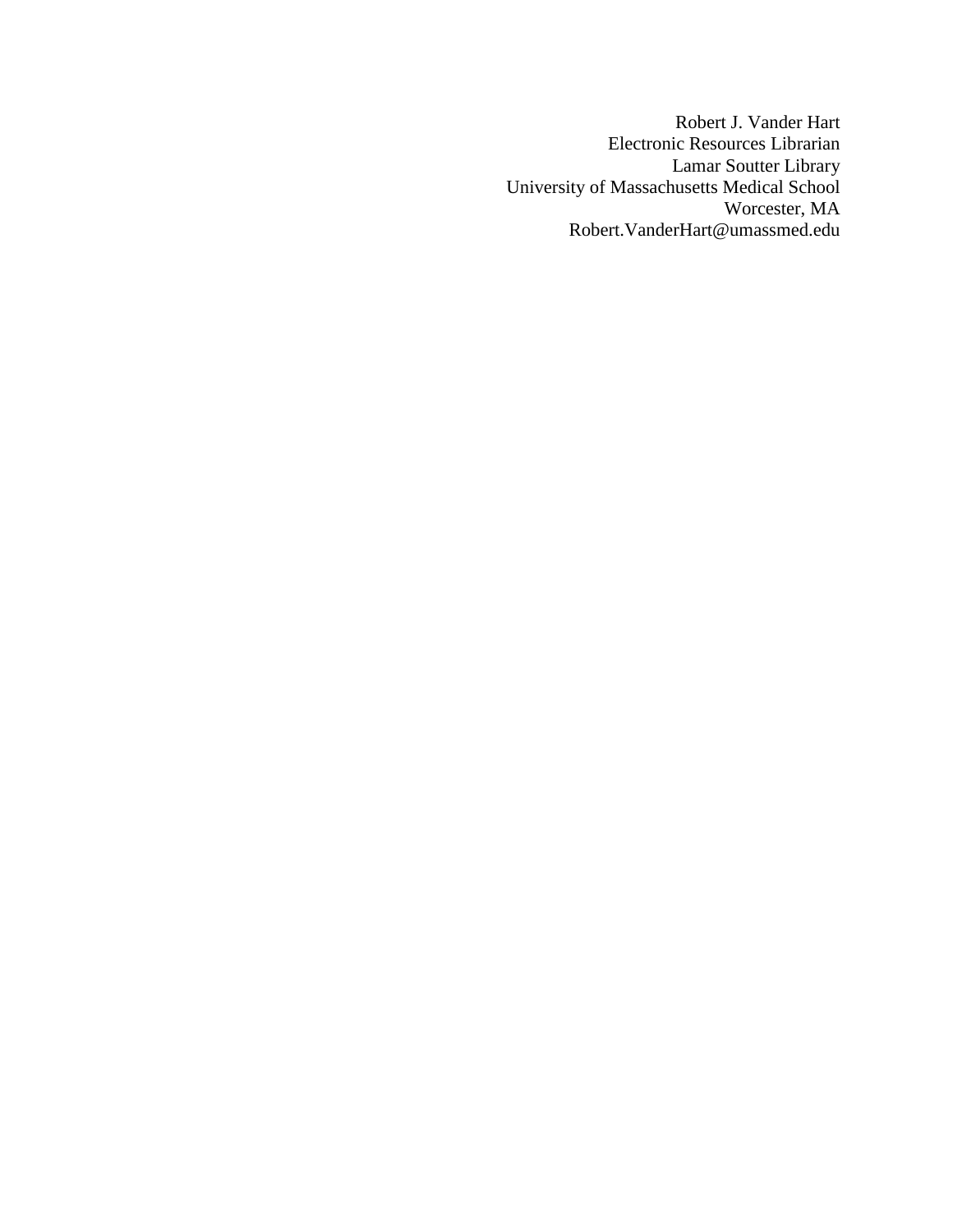Robert J. Vander Hart
Electronic Resources Librarian
Lamar Soutter Library
University of Massachusetts Medical School
Worcester, MA
Robert.VanderHart@umassmed.edu